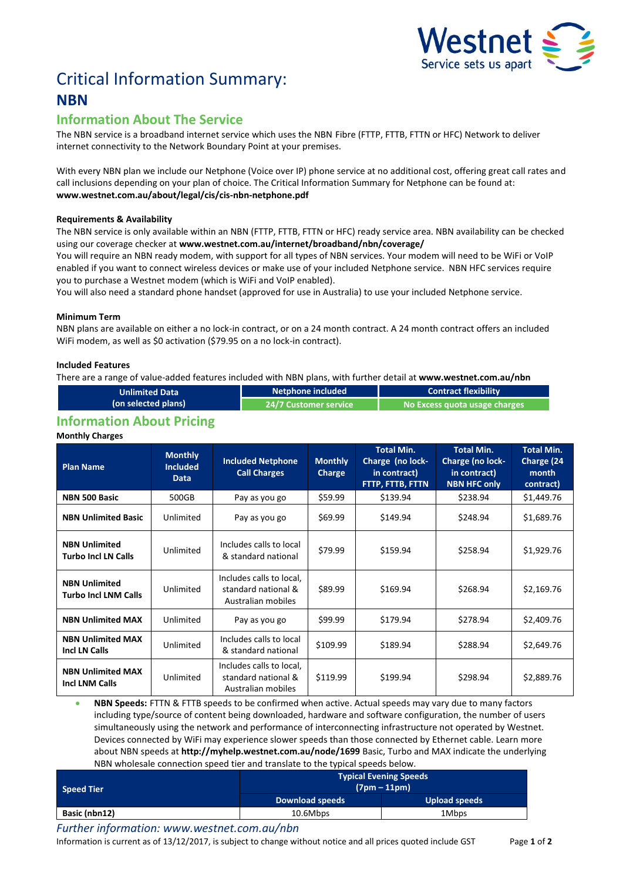Westnet
Service sets us apart

# Critical Information Summary:

# NBN

## Information About The Service

The NBN service is a broadband internet service which uses the NBN Fibre (FTTP, FTTB, FTTN or HFC) Network to deliver internet connectivity to the Network Boundary Point at your premises.

With every NBN plan we include our Netphone (Voice over IP) phone service at no additional cost, offering great call rates and call inclusions depending on your plan of choice. The Critical Information Summary for Netphone can be found at: **www.westnet.com.au/about/legal/cis/cis-nbn-netphone.pdf**

### Requirements & Availability

The NBN service is only available within an NBN (FTTP, FTTB, FTTN or HFC) ready service area. NBN availability can be checked using our coverage checker at **www.westnet.com.au/internet/broadband/nbn/coverage/**

You will require an NBN ready modem, with support for all types of NBN services. Your modem will need to be WiFi or VoIP enabled if you want to connect wireless devices or make use of your included Netphone service. NBN HFC services require you to purchase a Westnet modem (which is WiFi and VoIP enabled).

You will also need a standard phone handset (approved for use in Australia) to use your included Netphone service.

### Minimum Term

NBN plans are available on either a no lock-in contract, or on a 24 month contract. A 24 month contract offers an included WiFi modem, as well as $0 activation ($79.95 on a no lock-in contract).

### Included Features

There are a range of value-added features included with NBN plans, with further detail at **www.westnet.com.au/nbn**

| Unlimited Data (on selected plans) | Netphone included | Contract flexibility |
|---|---|---|
| | 24/7 Customer service | No Excess quota usage charges |

## Information About Pricing

**Monthly Charges**

| Plan Name | Monthly Included Data | Included Netphone Call Charges | Monthly Charge | Total Min. Charge (no lock-in contract) FTTP, FTTB, FTTN | Total Min. Charge (no lock-in contract) NBN HFC only | Total Min. Charge (24 month contract) |
|---|---|---|---|---|---|---|
| **NBN 500 Basic** | 500GB | Pay as you go | $59.99 | $139.94 | $238.94 | $1,449.76 |
| **NBN Unlimited Basic** | Unlimited | Pay as you go | $69.99 | $149.94 | $248.94 | $1,689.76 |
| **NBN Unlimited Turbo Incl LN Calls** | Unlimited | Includes calls to local & standard national | $79.99 | $159.94 | $258.94 | $1,929.76 |
| **NBN Unlimited Turbo Incl LNM Calls** | Unlimited | Includes calls to local, standard national & Australian mobiles | $89.99 | $169.94 | $268.94 | $2,169.76 |
| **NBN Unlimited MAX** | Unlimited | Pay as you go | $99.99 | $179.94 | $278.94 | $2,409.76 |
| **NBN Unlimited MAX Incl LN Calls** | Unlimited | Includes calls to local & standard national | $109.99 | $189.94 | $288.94 | $2,649.76 |
| **NBN Unlimited MAX Incl LNM Calls** | Unlimited | Includes calls to local, standard national & Australian mobiles | $119.99 | $199.94 | $298.94 | $2,889.76 |

- **NBN Speeds:** FTTN & FTTB speeds to be confirmed when active. Actual speeds may vary due to many factors including type/source of content being downloaded, hardware and software configuration, the number of users simultaneously using the network and performance of interconnecting infrastructure not operated by Westnet. Devices connected by WiFi may experience slower speeds than those connected by Ethernet cable. Learn more about NBN speeds at **http://myhelp.westnet.com.au/node/1699** Basic, Turbo and MAX indicate the underlying NBN wholesale connection speed tier and translate to the typical speeds below.

| Speed Tier | Typical Evening Speeds (7pm – 11pm) | |
|---|---|---|
| | Download speeds | Upload speeds |
| **Basic (nbn12)** | 10.6Mbps | 1Mbps |

*Further information: www.westnet.com.au/nbn*

Information is current as of 13/12/2017, is subject to change without notice and all prices quoted include GST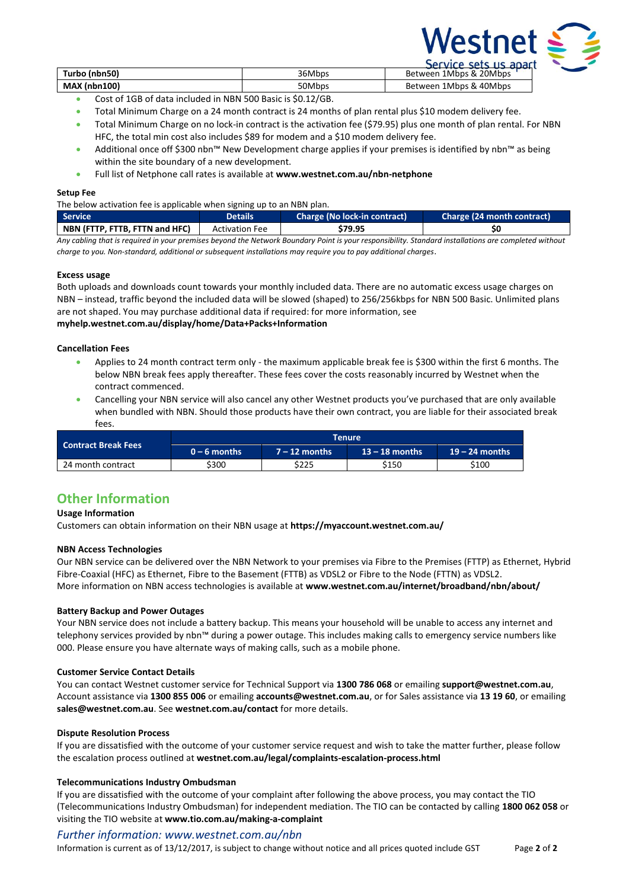| | | |
|---|---|---|
| **Turbo (nbn50)** | 36Mbps | Between 1Mbps & 20Mbps |
| **MAX (nbn100)** | 50Mbps | Between 1Mbps & 40Mbps |

- Cost of 1GB of data included in NBN 500 Basic is $0.12/GB.
- Total Minimum Charge on a 24 month contract is 24 months of plan rental plus $10 modem delivery fee.
- Total Minimum Charge on no lock-in contract is the activation fee ($79.95) plus one month of plan rental. For NBN HFC, the total min cost also includes $89 for modem and a $10 modem delivery fee.
- Additional once off $300 nbn™ New Development charge applies if your premises is identified by nbn™ as being within the site boundary of a new development.
- Full list of Netphone call rates is available at **www.westnet.com.au/nbn-netphone**

**Setup Fee**

The below activation fee is applicable when signing up to an NBN plan.

| Service | Details | Charge (No lock-in contract) | Charge (24 month contract) |
|---|---|---|---|
| **NBN (FTTP, FTTB, FTTN and HFC)** | Activation Fee | **$79.95** | **$0** |

*Any cabling that is required in your premises beyond the Network Boundary Point is your responsibility. Standard installations are completed without charge to you. Non-standard, additional or subsequent installations may require you to pay additional charges*.

**Excess usage**

Both uploads and downloads count towards your monthly included data. There are no automatic excess usage charges on NBN – instead, traffic beyond the included data will be slowed (shaped) to 256/256kbps for NBN 500 Basic. Unlimited plans are not shaped. You may purchase additional data if required: for more information, see **myhelp.westnet.com.au/display/home/Data+Packs+Information**

**Cancellation Fees**

- Applies to 24 month contract term only - the maximum applicable break fee is $300 within the first 6 months. The below NBN break fees apply thereafter. These fees cover the costs reasonably incurred by Westnet when the contract commenced.
- Cancelling your NBN service will also cancel any other Westnet products you've purchased that are only available when bundled with NBN. Should those products have their own contract, you are liable for their associated break fees.

| Contract Break Fees | Tenure | | | |
|---|---|---|---|---|
| | **0 – 6 months** | **7 – 12 months** | **13 – 18 months** | **19 – 24 months** |
| 24 month contract | $300 | $225 | $150 | $100 |

## Other Information

**Usage Information**

Customers can obtain information on their NBN usage at **https://myaccount.westnet.com.au/**

**NBN Access Technologies**

Our NBN service can be delivered over the NBN Network to your premises via Fibre to the Premises (FTTP) as Ethernet, Hybrid Fibre-Coaxial (HFC) as Ethernet, Fibre to the Basement (FTTB) as VDSL2 or Fibre to the Node (FTTN) as VDSL2.
More information on NBN access technologies is available at **www.westnet.com.au/internet/broadband/nbn/about/**

**Battery Backup and Power Outages**

Your NBN service does not include a battery backup. This means your household will be unable to access any internet and telephony services provided by nbn™ during a power outage. This includes making calls to emergency service numbers like 000. Please ensure you have alternate ways of making calls, such as a mobile phone.

**Customer Service Contact Details**

You can contact Westnet customer service for Technical Support via **1300 786 068** or emailing **support@westnet.com.au**, Account assistance via **1300 855 006** or emailing **accounts@westnet.com.au**, or for Sales assistance via **13 19 60**, or emailing **sales@westnet.com.au**. See **westnet.com.au/contact** for more details.

**Dispute Resolution Process**

If you are dissatisfied with the outcome of your customer service request and wish to take the matter further, please follow the escalation process outlined at **westnet.com.au/legal/complaints-escalation-process.html**

**Telecommunications Industry Ombudsman**

If you are dissatisfied with the outcome of your complaint after following the above process, you may contact the TIO (Telecommunications Industry Ombudsman) for independent mediation. The TIO can be contacted by calling **1800 062 058** or visiting the TIO website at **www.tio.com.au/making-a-complaint**

*Further information: www.westnet.com.au/nbn*

Information is current as of 13/12/2017, is subject to change without notice and all prices quoted include GST